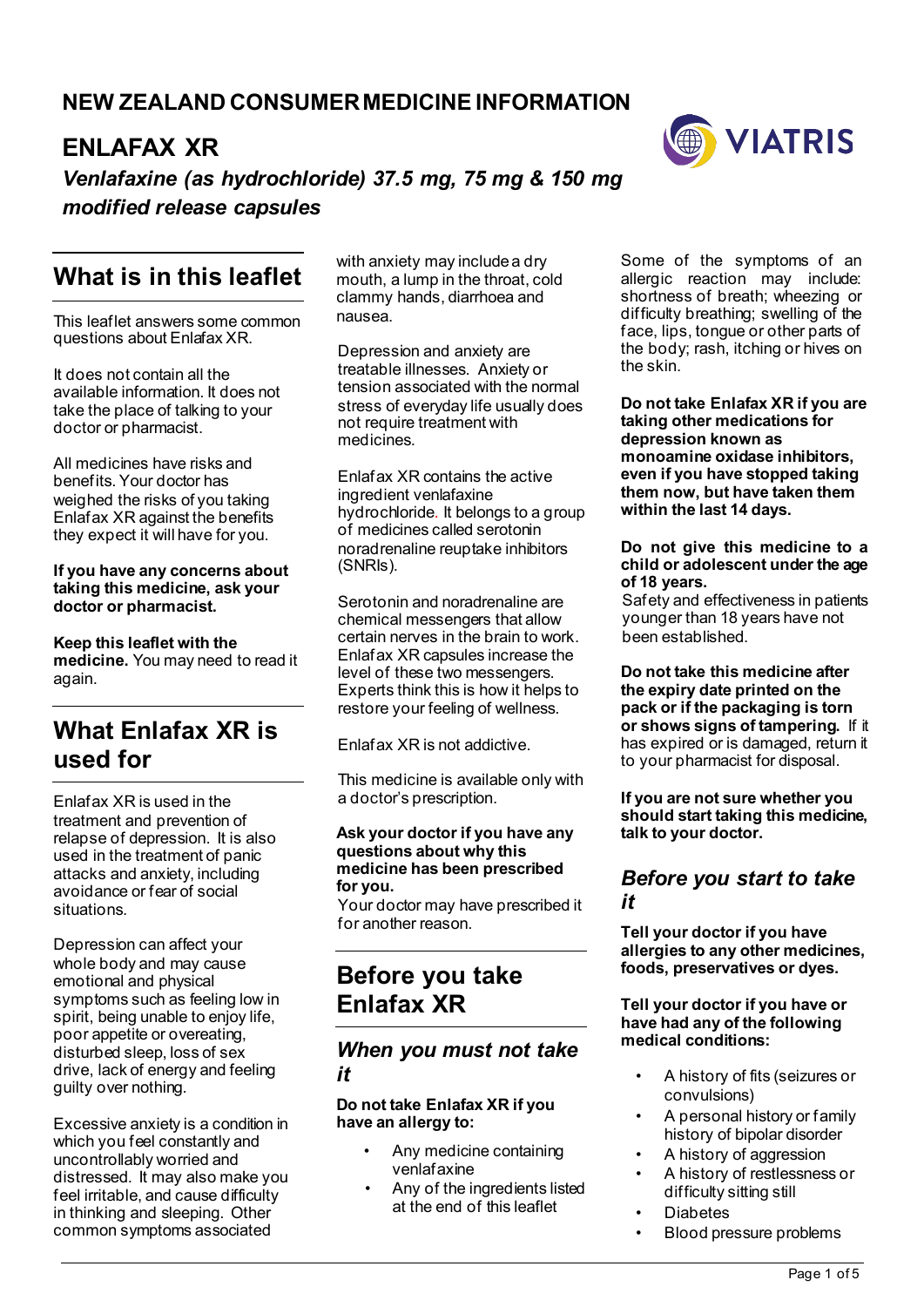# NEW ZEALAND CONSUMER MEDICINE INFORMATION

# ENLAFAX XR

***Venlafaxine (as hydrochloride) 37.5 mg, 75 mg & 150 mg modified release capsules***

## What is in this leaflet

This leaflet answers some common questions about Enlafax XR.

It does not contain all the available information. It does not take the place of talking to your doctor or pharmacist.

All medicines have risks and benefits. Your doctor has weighed the risks of you taking Enlafax XR against the benefits they expect it will have for you.

**If you have any concerns about taking this medicine, ask your doctor or pharmacist.**

**Keep this leaflet with the medicine.** You may need to read it again.

## What Enlafax XR is used for

Enlafax XR is used in the treatment and prevention of relapse of depression. It is also used in the treatment of panic attacks and anxiety, including avoidance or fear of social situations.

Depression can affect your whole body and may cause emotional and physical symptoms such as feeling low in spirit, being unable to enjoy life, poor appetite or overeating, disturbed sleep, loss of sex drive, lack of energy and feeling guilty over nothing.

Excessive anxiety is a condition in which you feel constantly and uncontrollably worried and distressed. It may also make you feel irritable, and cause difficulty in thinking and sleeping. Other common symptoms associated with anxiety may include a dry mouth, a lump in the throat, cold clammy hands, diarrhoea and nausea.

Depression and anxiety are treatable illnesses. Anxiety or tension associated with the normal stress of everyday life usually does not require treatment with medicines.

Enlafax XR contains the active ingredient venlafaxine hydrochloride. It belongs to a group of medicines called serotonin noradrenaline reuptake inhibitors (SNRIs).

Serotonin and noradrenaline are chemical messengers that allow certain nerves in the brain to work. Enlafax XR capsules increase the level of these two messengers. Experts think this is how it helps to restore your feeling of wellness.

Enlafax XR is not addictive.

This medicine is available only with a doctor's prescription.

**Ask your doctor if you have any questions about why this medicine has been prescribed for you.**
Your doctor may have prescribed it for another reason.

## Before you take Enlafax XR

### *When you must not take it*

**Do not take Enlafax XR if you have an allergy to:**

- Any medicine containing venlafaxine
- Any of the ingredients listed at the end of this leaflet

Some of the symptoms of an allergic reaction may include: shortness of breath; wheezing or difficulty breathing; swelling of the face, lips, tongue or other parts of the body; rash, itching or hives on the skin.

**Do not take Enlafax XR if you are taking other medications for depression known as monoamine oxidase inhibitors, even if you have stopped taking them now, but have taken them within the last 14 days.**

**Do not give this medicine to a child or adolescent under the age of 18 years.**
Safety and effectiveness in patients younger than 18 years have not been established.

**Do not take this medicine after the expiry date printed on the pack or if the packaging is torn or shows signs of tampering.** If it has expired or is damaged, return it to your pharmacist for disposal.

**If you are not sure whether you should start taking this medicine, talk to your doctor.**

### *Before you start to take it*

**Tell your doctor if you have allergies to any other medicines, foods, preservatives or dyes.**

**Tell your doctor if you have or have had any of the following medical conditions:**

- A history of fits (seizures or convulsions)
- A personal history or family history of bipolar disorder
- A history of aggression
- A history of restlessness or difficulty sitting still
- Diabetes
- Blood pressure problems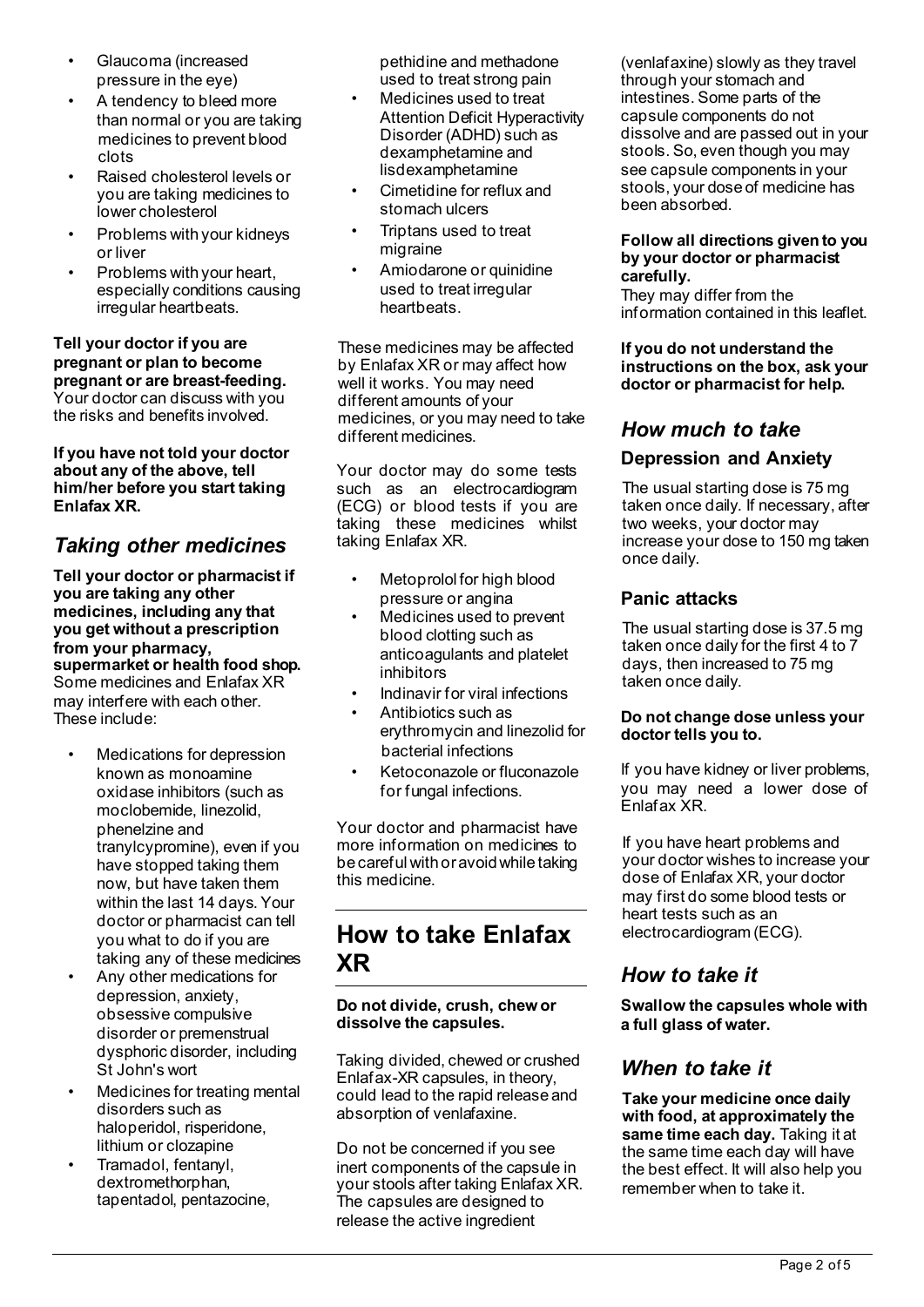- Glaucoma (increased pressure in the eye)
- A tendency to bleed more than normal or you are taking medicines to prevent blood clots
- Raised cholesterol levels or you are taking medicines to lower cholesterol
- Problems with your kidneys or liver
- Problems with your heart, especially conditions causing irregular heartbeats.

**Tell your doctor if you are pregnant or plan to become pregnant or are breast-feeding.** Your doctor can discuss with you the risks and benefits involved.

**If you have not told your doctor about any of the above, tell him/her before you start taking Enlafax XR.**

## *Taking other medicines*

**Tell your doctor or pharmacist if you are taking any other medicines, including any that you get without a prescription from your pharmacy, supermarket or health food shop.** Some medicines and Enlafax XR may interfere with each other. These include:

- Medications for depression known as monoamine oxidase inhibitors (such as moclobemide, linezolid, phenelzine and tranylcypromine), even if you have stopped taking them now, but have taken them within the last 14 days. Your doctor or pharmacist can tell you what to do if you are taking any of these medicines
- Any other medications for depression, anxiety, obsessive compulsive disorder or premenstrual dysphoric disorder, including St John's wort
- Medicines for treating mental disorders such as haloperidol, risperidone, lithium or clozapine
- Tramadol, fentanyl, dextromethorphan, tapentadol, pentazocine, pethidine and methadone used to treat strong pain
- Medicines used to treat Attention Deficit Hyperactivity Disorder (ADHD) such as dexamphetamine and lisdexamphetamine
- Cimetidine for reflux and stomach ulcers
- Triptans used to treat migraine
- Amiodarone or quinidine used to treat irregular heartbeats.

These medicines may be affected by Enlafax XR or may affect how well it works. You may need different amounts of your medicines, or you may need to take different medicines.

Your doctor may do some tests such as an electrocardiogram (ECG) or blood tests if you are taking these medicines whilst taking Enlafax XR.

- Metoprolol for high blood pressure or angina
- Medicines used to prevent blood clotting such as anticoagulants and platelet inhibitors
- Indinavir for viral infections
- Antibiotics such as erythromycin and linezolid for bacterial infections
- Ketoconazole or fluconazole for fungal infections.

Your doctor and pharmacist have more information on medicines to be careful with or avoid while taking this medicine.

# How to take Enlafax XR

**Do not divide, crush, chew or dissolve the capsules.**

Taking divided, chewed or crushed Enlafax-XR capsules, in theory, could lead to the rapid release and absorption of venlafaxine.

Do not be concerned if you see inert components of the capsule in your stools after taking Enlafax XR. The capsules are designed to release the active ingredient (venlafaxine) slowly as they travel through your stomach and intestines. Some parts of the capsule components do not dissolve and are passed out in your stools. So, even though you may see capsule components in your stools, your dose of medicine has been absorbed.

**Follow all directions given to you by your doctor or pharmacist carefully.**
They may differ from the information contained in this leaflet.

**If you do not understand the instructions on the box, ask your doctor or pharmacist for help.**

## *How much to take*

### Depression and Anxiety

The usual starting dose is 75 mg taken once daily. If necessary, after two weeks, your doctor may increase your dose to 150 mg taken once daily.

### Panic attacks

The usual starting dose is 37.5 mg taken once daily for the first 4 to 7 days, then increased to 75 mg taken once daily.

**Do not change dose unless your doctor tells you to.**

If you have kidney or liver problems, you may need a lower dose of Enlafax XR.

If you have heart problems and your doctor wishes to increase your dose of Enlafax XR, your doctor may first do some blood tests or heart tests such as an electrocardiogram (ECG).

## *How to take it*

**Swallow the capsules whole with a full glass of water.**

## *When to take it*

**Take your medicine once daily with food, at approximately the same time each day.** Taking it at the same time each day will have the best effect. It will also help you remember when to take it.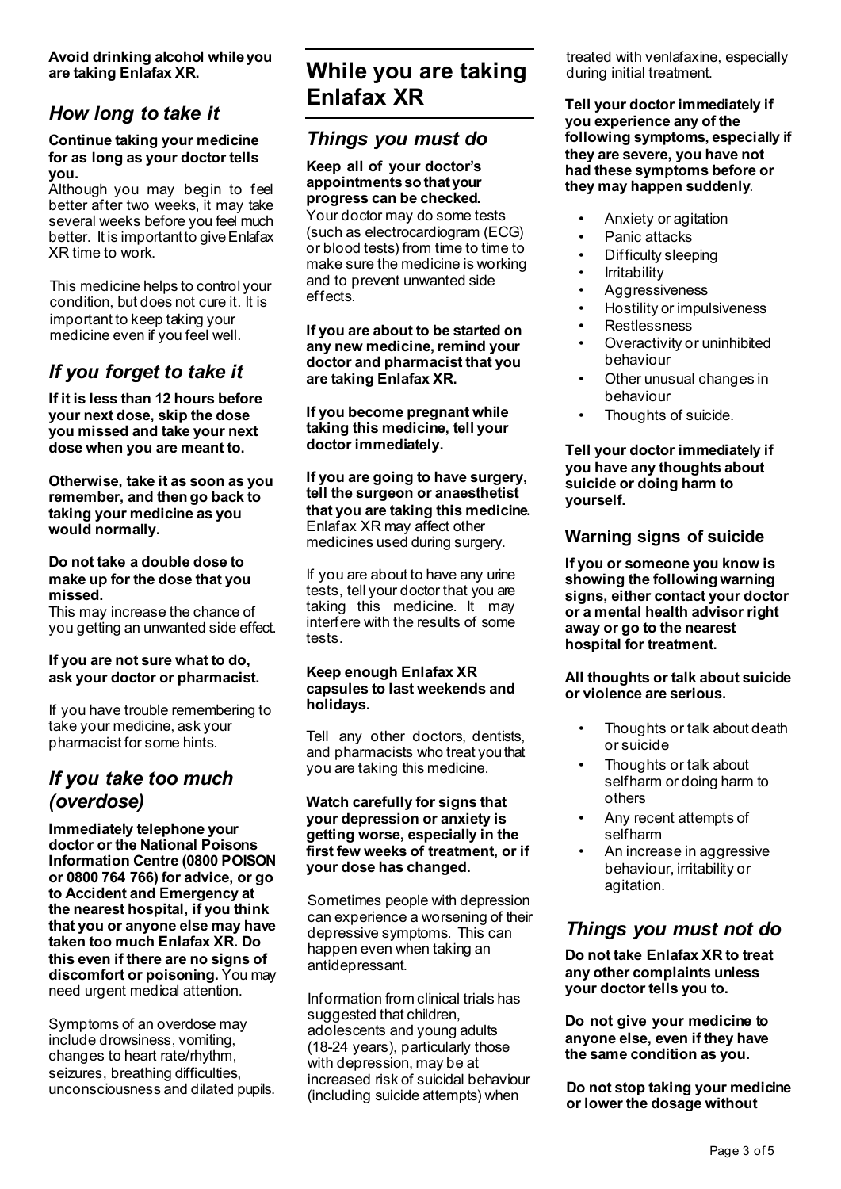**Avoid drinking alcohol while you are taking Enlafax XR.**

## *How long to take it*

**Continue taking your medicine for as long as your doctor tells you.**
Although you may begin to feel better after two weeks, it may take several weeks before you feel much better. It is important to give Enlafax XR time to work.

This medicine helps to control your condition, but does not cure it. It is important to keep taking your medicine even if you feel well.

## *If you forget to take it*

**If it is less than 12 hours before your next dose, skip the dose you missed and take your next dose when you are meant to.**

**Otherwise, take it as soon as you remember, and then go back to taking your medicine as you would normally.**

**Do not take a double dose to make up for the dose that you missed.**
This may increase the chance of you getting an unwanted side effect.

**If you are not sure what to do, ask your doctor or pharmacist.**

If you have trouble remembering to take your medicine, ask your pharmacist for some hints.

## *If you take too much (overdose)*

**Immediately telephone your doctor or the National Poisons Information Centre (0800 POISON or 0800 764 766) for advice, or go to Accident and Emergency at the nearest hospital, if you think that you or anyone else may have taken too much Enlafax XR. Do this even if there are no signs of discomfort or poisoning.** You may need urgent medical attention.

Symptoms of an overdose may include drowsiness, vomiting, changes to heart rate/rhythm, seizures, breathing difficulties, unconsciousness and dilated pupils.

# While you are taking Enlafax XR

## *Things you must do*

**Keep all of your doctor's appointments so that your progress can be checked.**
Your doctor may do some tests (such as electrocardiogram (ECG) or blood tests) from time to time to make sure the medicine is working and to prevent unwanted side effects.

**If you are about to be started on any new medicine, remind your doctor and pharmacist that you are taking Enlafax XR.**

**If you become pregnant while taking this medicine, tell your doctor immediately.**

**If you are going to have surgery, tell the surgeon or anaesthetist that you are taking this medicine.**
Enlafax XR may affect other medicines used during surgery.

If you are about to have any urine tests, tell your doctor that you are taking this medicine. It may interfere with the results of some tests.

**Keep enough Enlafax XR capsules to last weekends and holidays.**

Tell any other doctors, dentists, and pharmacists who treat you that you are taking this medicine.

**Watch carefully for signs that your depression or anxiety is getting worse, especially in the first few weeks of treatment, or if your dose has changed.**

Sometimes people with depression can experience a worsening of their depressive symptoms. This can happen even when taking an antidepressant.

Information from clinical trials has suggested that children, adolescents and young adults (18-24 years), particularly those with depression, may be at increased risk of suicidal behaviour (including suicide attempts) when treated with venlafaxine, especially during initial treatment.

**Tell your doctor immediately if you experience any of the following symptoms, especially if they are severe, you have not had these symptoms before or they may happen suddenly**.

- Anxiety or agitation
- Panic attacks
- Difficulty sleeping
- Irritability
- Aggressiveness
- Hostility or impulsiveness
- Restlessness
- Overactivity or uninhibited behaviour
- Other unusual changes in behaviour
- Thoughts of suicide.

**Tell your doctor immediately if you have any thoughts about suicide or doing harm to yourself.**

### Warning signs of suicide

**If you or someone you know is showing the following warning signs, either contact your doctor or a mental health advisor right away or go to the nearest hospital for treatment.**

**All thoughts or talk about suicide or violence are serious.**

- Thoughts or talk about death or suicide
- Thoughts or talk about selfharm or doing harm to others
- Any recent attempts of selfharm
- An increase in aggressive behaviour, irritability or agitation.

## *Things you must not do*

**Do not take Enlafax XR to treat any other complaints unless your doctor tells you to.**

**Do not give your medicine to anyone else, even if they have the same condition as you.**

**Do not stop taking your medicine or lower the dosage without**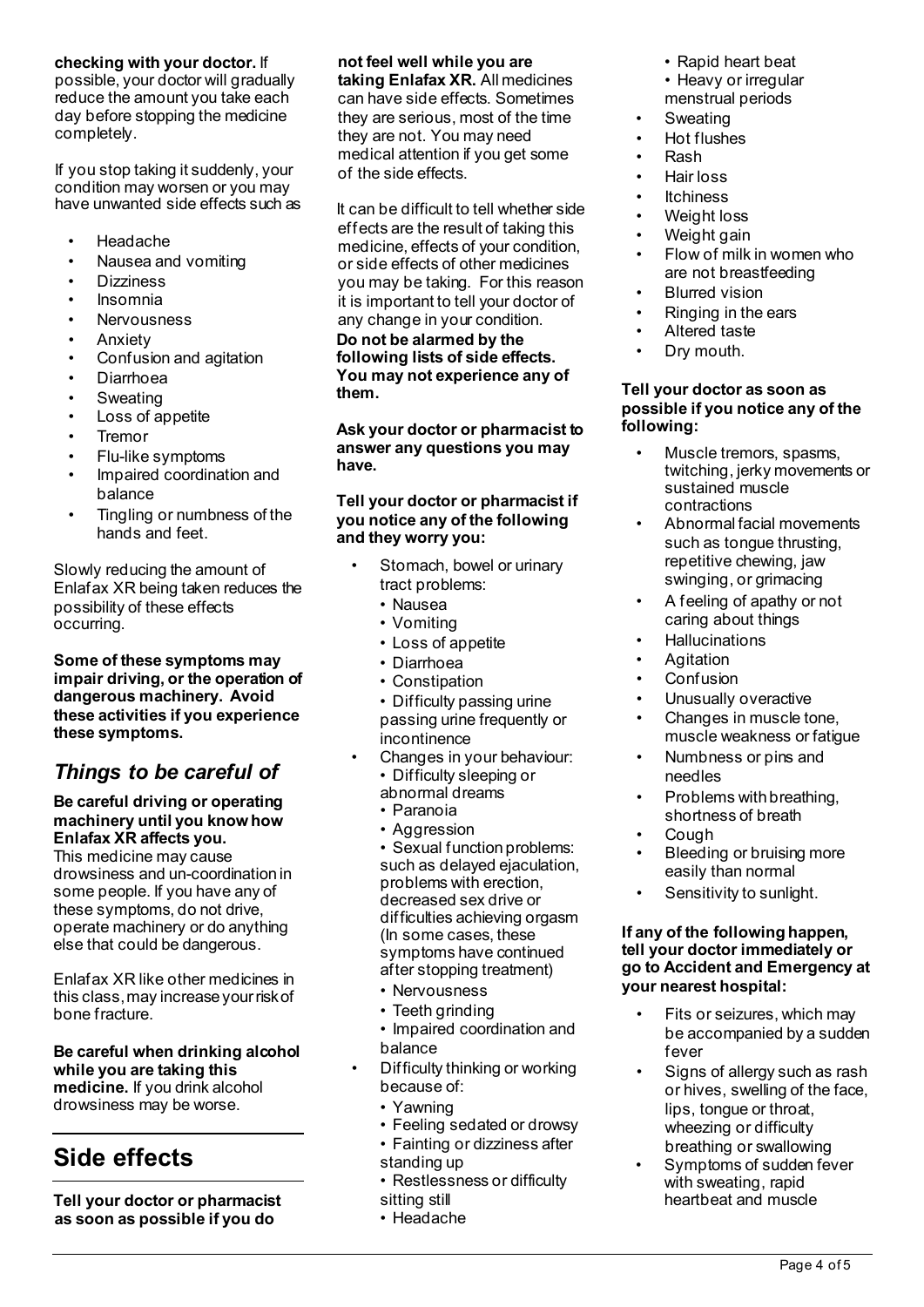**checking with your doctor.** If possible, your doctor will gradually reduce the amount you take each day before stopping the medicine completely.

If you stop taking it suddenly, your condition may worsen or you may have unwanted side effects such as

- Headache
- Nausea and vomiting
- Dizziness
- Insomnia
- Nervousness
- Anxiety
- Confusion and agitation
- Diarrhoea
- Sweating
- Loss of appetite
- Tremor
- Flu-like symptoms
- Impaired coordination and balance
- Tingling or numbness of the hands and feet.

Slowly reducing the amount of Enlafax XR being taken reduces the possibility of these effects occurring.

**Some of these symptoms may impair driving, or the operation of dangerous machinery. Avoid these activities if you experience these symptoms.**

## *Things to be careful of*

**Be careful driving or operating machinery until you know how Enlafax XR affects you.**
This medicine may cause drowsiness and un-coordination in some people. If you have any of these symptoms, do not drive, operate machinery or do anything else that could be dangerous.

Enlafax XR like other medicines in this class, may increase your risk of bone fracture.

**Be careful when drinking alcohol while you are taking this medicine.** If you drink alcohol drowsiness may be worse.

# Side effects

**Tell your doctor or pharmacist as soon as possible if you do not feel well while you are taking Enlafax XR.** All medicines can have side effects. Sometimes they are serious, most of the time they are not. You may need medical attention if you get some of the side effects.

It can be difficult to tell whether side effects are the result of taking this medicine, effects of your condition, or side effects of other medicines you may be taking. For this reason it is important to tell your doctor of any change in your condition.

**Do not be alarmed by the following lists of side effects. You may not experience any of them.**

**Ask your doctor or pharmacist to answer any questions you may have.**

**Tell your doctor or pharmacist if you notice any of the following and they worry you:**

- Stomach, bowel or urinary tract problems:
  - Nausea
  - Vomiting
  - Loss of appetite
  - Diarrhoea
  - Constipation
  - Difficulty passing urine passing urine frequently or incontinence
- Changes in your behaviour:
  - Difficulty sleeping or abnormal dreams
  - Paranoia
  - Aggression
  - Sexual function problems: such as delayed ejaculation, problems with erection, decreased sex drive or difficulties achieving orgasm (In some cases, these symptoms have continued after stopping treatment)
  - Nervousness
  - Teeth grinding
  - Impaired coordination and balance
- Difficulty thinking or working because of:
  - Yawning
  - Feeling sedated or drowsy
  - Fainting or dizziness after standing up
  - Restlessness or difficulty sitting still
  - Headache
  - Rapid heart beat
  - Heavy or irregular menstrual periods
- Sweating
- Hot flushes
- Rash
- Hair loss
- Itchiness
- Weight loss
- Weight gain
- Flow of milk in women who are not breastfeeding
- Blurred vision
- Ringing in the ears
- Altered taste
- Dry mouth.

**Tell your doctor as soon as possible if you notice any of the following:**

- Muscle tremors, spasms, twitching, jerky movements or sustained muscle contractions
- Abnormal facial movements such as tongue thrusting, repetitive chewing, jaw swinging, or grimacing
- A feeling of apathy or not caring about things
- Hallucinations
- Agitation
- Confusion
- Unusually overactive
- Changes in muscle tone, muscle weakness or fatigue
- Numbness or pins and needles
- Problems with breathing, shortness of breath
- Cough
- Bleeding or bruising more easily than normal
- Sensitivity to sunlight.

**If any of the following happen, tell your doctor immediately or go to Accident and Emergency at your nearest hospital:**

- Fits or seizures, which may be accompanied by a sudden fever
- Signs of allergy such as rash or hives, swelling of the face, lips, tongue or throat, wheezing or difficulty breathing or swallowing
- Symptoms of sudden fever with sweating, rapid heartbeat and muscle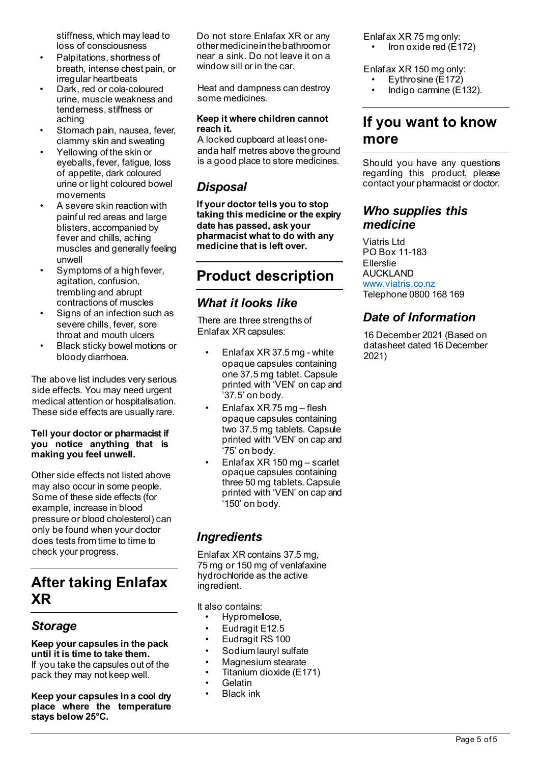stiffness, which may lead to loss of consciousness

- Palpitations, shortness of breath, intense chest pain, or irregular heartbeats
- Dark, red or cola-coloured urine, muscle weakness and tenderness, stiffness or aching
- Stomach pain, nausea, fever, clammy skin and sweating
- Yellowing of the skin or eyeballs, fever, fatigue, loss of appetite, dark coloured urine or light coloured bowel movements
- A severe skin reaction with painful red areas and large blisters, accompanied by fever and chills, aching muscles and generally feeling unwell
- Symptoms of a high fever, agitation, confusion, trembling and abrupt contractions of muscles
- Signs of an infection such as severe chills, fever, sore throat and mouth ulcers
- Black sticky bowel motions or bloody diarrhoea.

The above list includes very serious side effects. You may need urgent medical attention or hospitalisation. These side effects are usually rare.

**Tell your doctor or pharmacist if you notice anything that is making you feel unwell.**

Other side effects not listed above may also occur in some people. Some of these side effects (for example, increase in blood pressure or blood cholesterol) can only be found when your doctor does tests from time to time to check your progress.

# After taking Enlafax XR

## *Storage*

**Keep your capsules in the pack until it is time to take them.**
If you take the capsules out of the pack they may not keep well.

**Keep your capsules in a cool dry place where the temperature stays below 25°C.**

Do not store Enlafax XR or any other medicine in the bathroom or near a sink. Do not leave it on a window sill or in the car.

Heat and dampness can destroy some medicines.

**Keep it where children cannot reach it.**
A locked cupboard at least one-and a half metres above the ground is a good place to store medicines.

## *Disposal*

**If your doctor tells you to stop taking this medicine or the expiry date has passed, ask your pharmacist what to do with any medicine that is left over.**

# Product description

## *What it looks like*

There are three strengths of Enlafax XR capsules:

- Enlafax XR 37.5 mg - white opaque capsules containing one 37.5 mg tablet. Capsule printed with 'VEN' on cap and '37.5' on body.
- Enlafax XR 75 mg – flesh opaque capsules containing two 37.5 mg tablets. Capsule printed with 'VEN' on cap and '75' on body.
- Enlafax XR 150 mg – scarlet opaque capsules containing three 50 mg tablets. Capsule printed with 'VEN' on cap and '150' on body.

## *Ingredients*

Enlafax XR contains 37.5 mg, 75 mg or 150 mg of venlafaxine hydrochloride as the active ingredient.

It also contains:

- Hypromellose,
- Eudragit E12.5
- Eudragit RS 100
- Sodium lauryl sulfate
- Magnesium stearate
- Titanium dioxide (E171)
- Gelatin
- Black ink

Enlafax XR 75 mg only:

- Iron oxide red (E172)

Enlafax XR 150 mg only:

- Eythrosine (E172)
- Indigo carmine (E132).

# If you want to know more

Should you have any questions regarding this product, please contact your pharmacist or doctor.

## *Who supplies this medicine*

Viatris Ltd
PO Box 11-183
Ellerslie
AUCKLAND
www.viatris.co.nz
Telephone 0800 168 169

## *Date of Information*

16 December 2021 (Based on datasheet dated 16 December 2021)